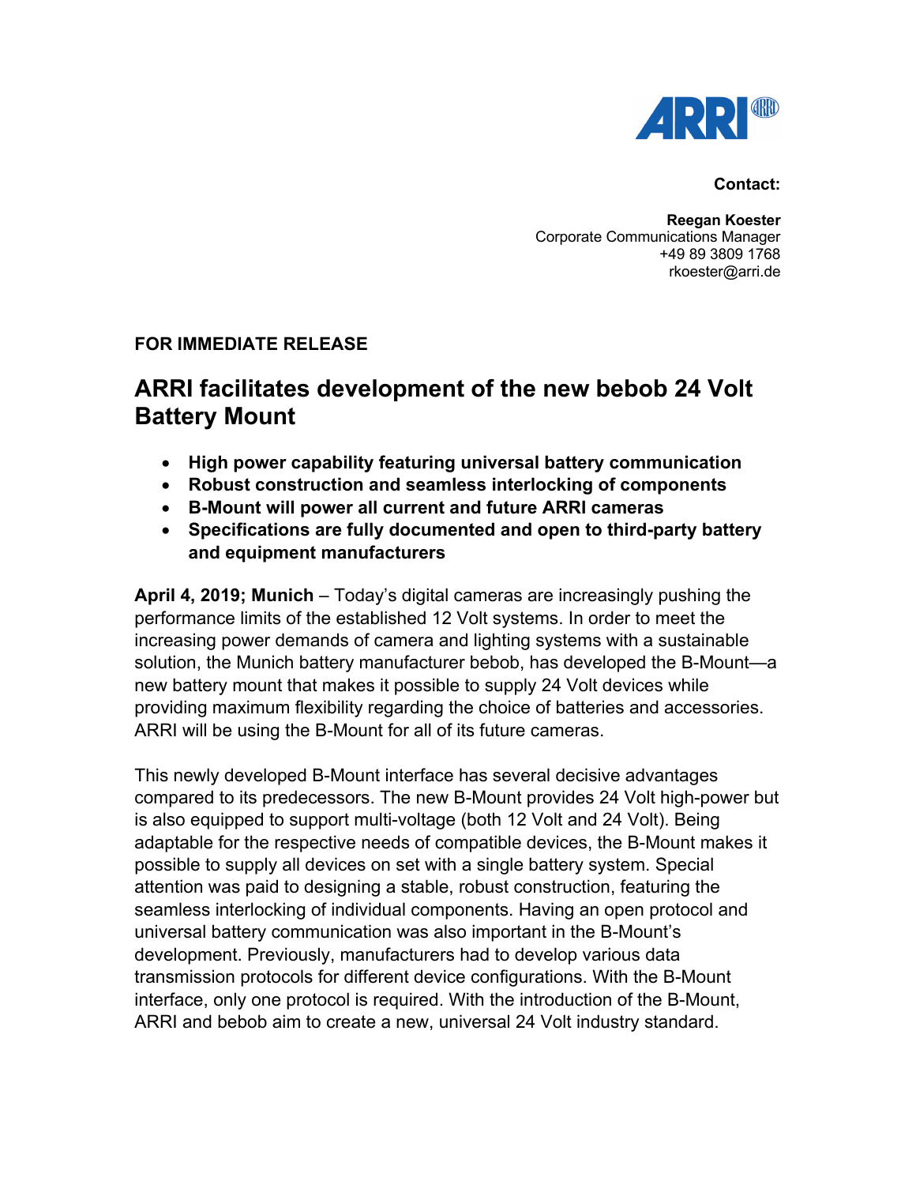**Contact:**

**Reegan Koester**
Corporate Communications Manager
+49 89 3809 1768
rkoester@arri.de

**FOR IMMEDIATE RELEASE**

# ARRI facilitates development of the new bebob 24 Volt Battery Mount

- **High power capability featuring universal battery communication**
- **Robust construction and seamless interlocking of components**
- **B-Mount will power all current and future ARRI cameras**
- **Specifications are fully documented and open to third-party battery and equipment manufacturers**

**April 4, 2019; Munich** – Today's digital cameras are increasingly pushing the performance limits of the established 12 Volt systems. In order to meet the increasing power demands of camera and lighting systems with a sustainable solution, the Munich battery manufacturer bebob, has developed the B-Mount—a new battery mount that makes it possible to supply 24 Volt devices while providing maximum flexibility regarding the choice of batteries and accessories. ARRI will be using the B-Mount for all of its future cameras.

This newly developed B-Mount interface has several decisive advantages compared to its predecessors. The new B-Mount provides 24 Volt high-power but is also equipped to support multi-voltage (both 12 Volt and 24 Volt). Being adaptable for the respective needs of compatible devices, the B-Mount makes it possible to supply all devices on set with a single battery system. Special attention was paid to designing a stable, robust construction, featuring the seamless interlocking of individual components. Having an open protocol and universal battery communication was also important in the B-Mount's development. Previously, manufacturers had to develop various data transmission protocols for different device configurations. With the B-Mount interface, only one protocol is required. With the introduction of the B-Mount, ARRI and bebob aim to create a new, universal 24 Volt industry standard.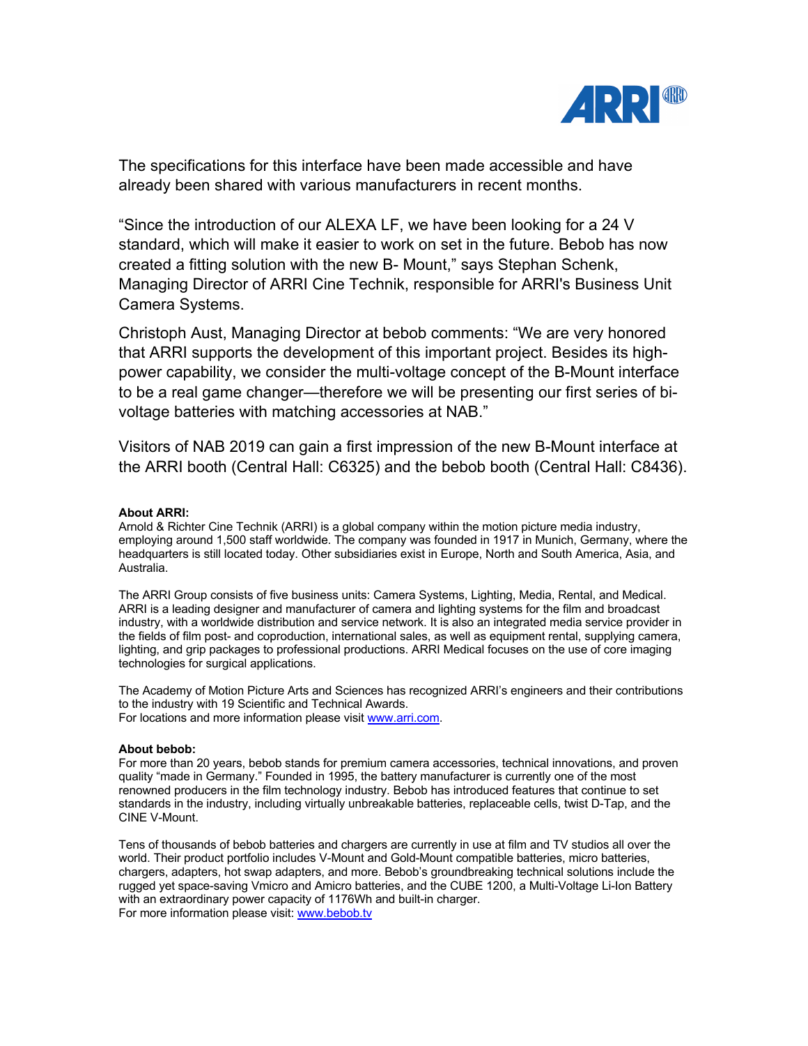The specifications for this interface have been made accessible and have already been shared with various manufacturers in recent months.

"Since the introduction of our ALEXA LF, we have been looking for a 24 V standard, which will make it easier to work on set in the future. Bebob has now created a fitting solution with the new B- Mount," says Stephan Schenk, Managing Director of ARRI Cine Technik, responsible for ARRI's Business Unit Camera Systems.

Christoph Aust, Managing Director at bebob comments: "We are very honored that ARRI supports the development of this important project. Besides its high-power capability, we consider the multi-voltage concept of the B-Mount interface to be a real game changer—therefore we will be presenting our first series of bi-voltage batteries with matching accessories at NAB."

Visitors of NAB 2019 can gain a first impression of the new B-Mount interface at the ARRI booth (Central Hall: C6325) and the bebob booth (Central Hall: C8436).

**About ARRI:**
Arnold & Richter Cine Technik (ARRI) is a global company within the motion picture media industry, employing around 1,500 staff worldwide. The company was founded in 1917 in Munich, Germany, where the headquarters is still located today. Other subsidiaries exist in Europe, North and South America, Asia, and Australia.

The ARRI Group consists of five business units: Camera Systems, Lighting, Media, Rental, and Medical. ARRI is a leading designer and manufacturer of camera and lighting systems for the film and broadcast industry, with a worldwide distribution and service network. It is also an integrated media service provider in the fields of film post- and coproduction, international sales, as well as equipment rental, supplying camera, lighting, and grip packages to professional productions. ARRI Medical focuses on the use of core imaging technologies for surgical applications.

The Academy of Motion Picture Arts and Sciences has recognized ARRI's engineers and their contributions to the industry with 19 Scientific and Technical Awards.
For locations and more information please visit [www.arri.com](http://www.arri.com).

**About bebob:**
For more than 20 years, bebob stands for premium camera accessories, technical innovations, and proven quality "made in Germany." Founded in 1995, the battery manufacturer is currently one of the most renowned producers in the film technology industry. Bebob has introduced features that continue to set standards in the industry, including virtually unbreakable batteries, replaceable cells, twist D-Tap, and the CINE V-Mount.

Tens of thousands of bebob batteries and chargers are currently in use at film and TV studios all over the world. Their product portfolio includes V-Mount and Gold-Mount compatible batteries, micro batteries, chargers, adapters, hot swap adapters, and more. Bebob's groundbreaking technical solutions include the rugged yet space-saving Vmicro and Amicro batteries, and the CUBE 1200, a Multi-Voltage Li-Ion Battery with an extraordinary power capacity of 1176Wh and built-in charger.
For more information please visit: [www.bebob.tv](http://www.bebob.tv)